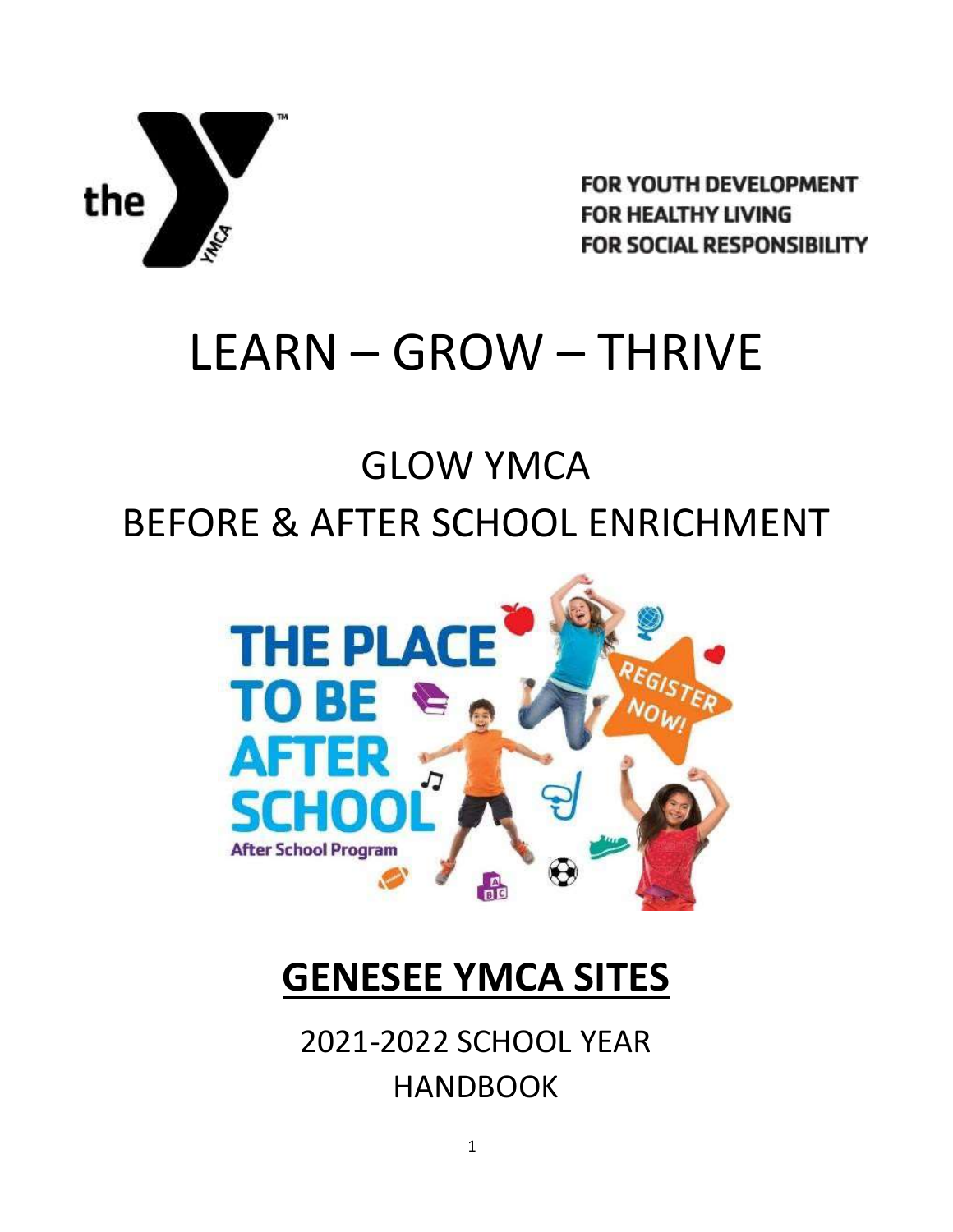FOR YOUTH DEVELOPMENT
FOR HEALTHY LIVING
FOR SOCIAL RESPONSIBILITY

# LEARN – GROW – THRIVE

## GLOW YMCA
## BEFORE & AFTER SCHOOL ENRICHMENT

## **GENESEE YMCA SITES**

2021-2022 SCHOOL YEAR
HANDBOOK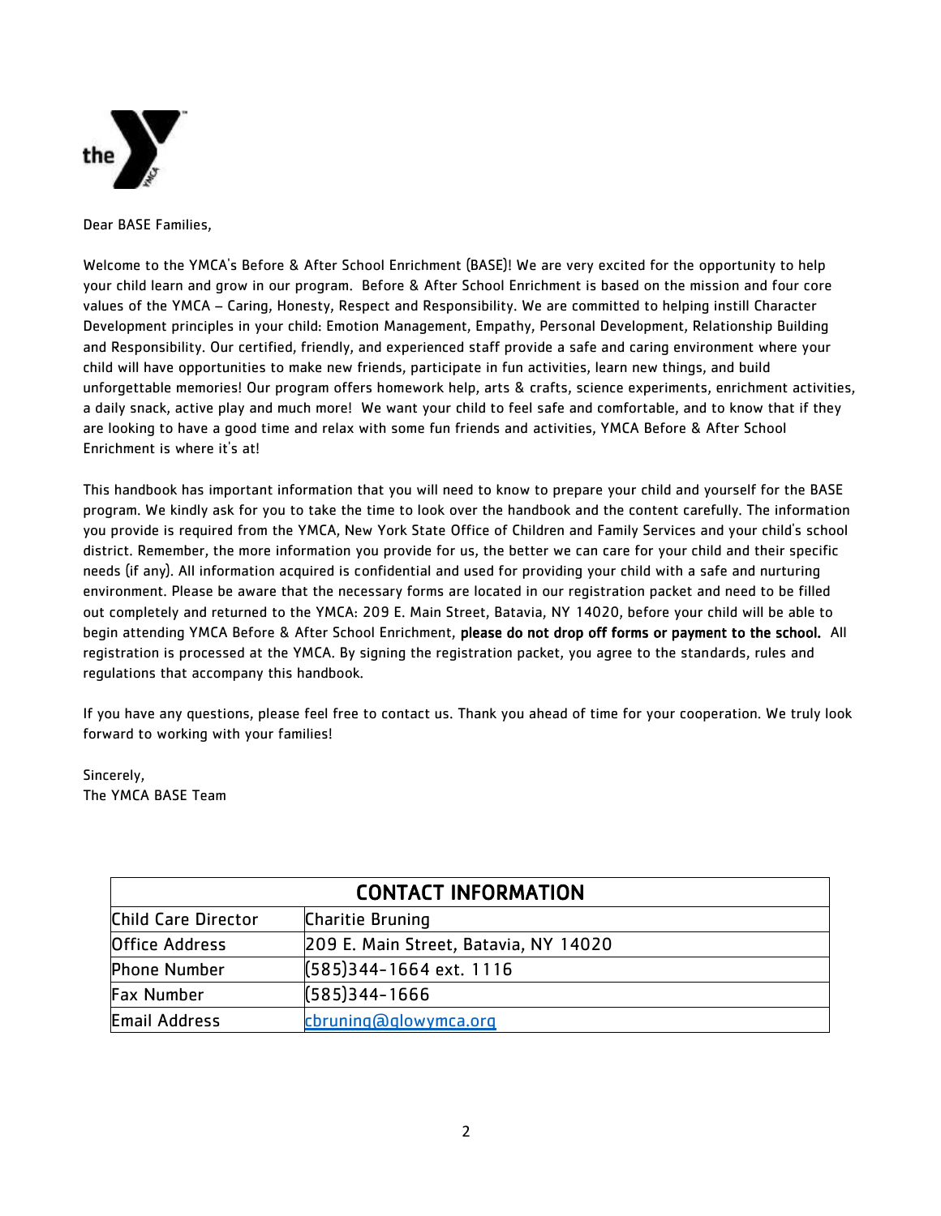Dear BASE Families,

Welcome to the YMCA's Before & After School Enrichment (BASE)! We are very excited for the opportunity to help your child learn and grow in our program. Before & After School Enrichment is based on the mission and four core values of the YMCA – Caring, Honesty, Respect and Responsibility. We are committed to helping instill Character Development principles in your child: Emotion Management, Empathy, Personal Development, Relationship Building and Responsibility. Our certified, friendly, and experienced staff provide a safe and caring environment where your child will have opportunities to make new friends, participate in fun activities, learn new things, and build unforgettable memories! Our program offers homework help, arts & crafts, science experiments, enrichment activities, a daily snack, active play and much more! We want your child to feel safe and comfortable, and to know that if they are looking to have a good time and relax with some fun friends and activities, YMCA Before & After School Enrichment is where it's at!

This handbook has important information that you will need to know to prepare your child and yourself for the BASE program. We kindly ask for you to take the time to look over the handbook and the content carefully. The information you provide is required from the YMCA, New York State Office of Children and Family Services and your child's school district. Remember, the more information you provide for us, the better we can care for your child and their specific needs (if any). All information acquired is confidential and used for providing your child with a safe and nurturing environment. Please be aware that the necessary forms are located in our registration packet and need to be filled out completely and returned to the YMCA: 209 E. Main Street, Batavia, NY 14020, before your child will be able to begin attending YMCA Before & After School Enrichment, **please do not drop off forms or payment to the school.** All registration is processed at the YMCA. By signing the registration packet, you agree to the standards, rules and regulations that accompany this handbook.

If you have any questions, please feel free to contact us. Thank you ahead of time for your cooperation. We truly look forward to working with your families!

Sincerely,
The YMCA BASE Team

| CONTACT INFORMATION | |
|---|---|
| Child Care Director | Charitie Bruning |
| Office Address | 209 E. Main Street, Batavia, NY 14020 |
| Phone Number | (585)344-1664 ext. 1116 |
| Fax Number | (585)344-1666 |
| Email Address | cbruning@glowymca.org |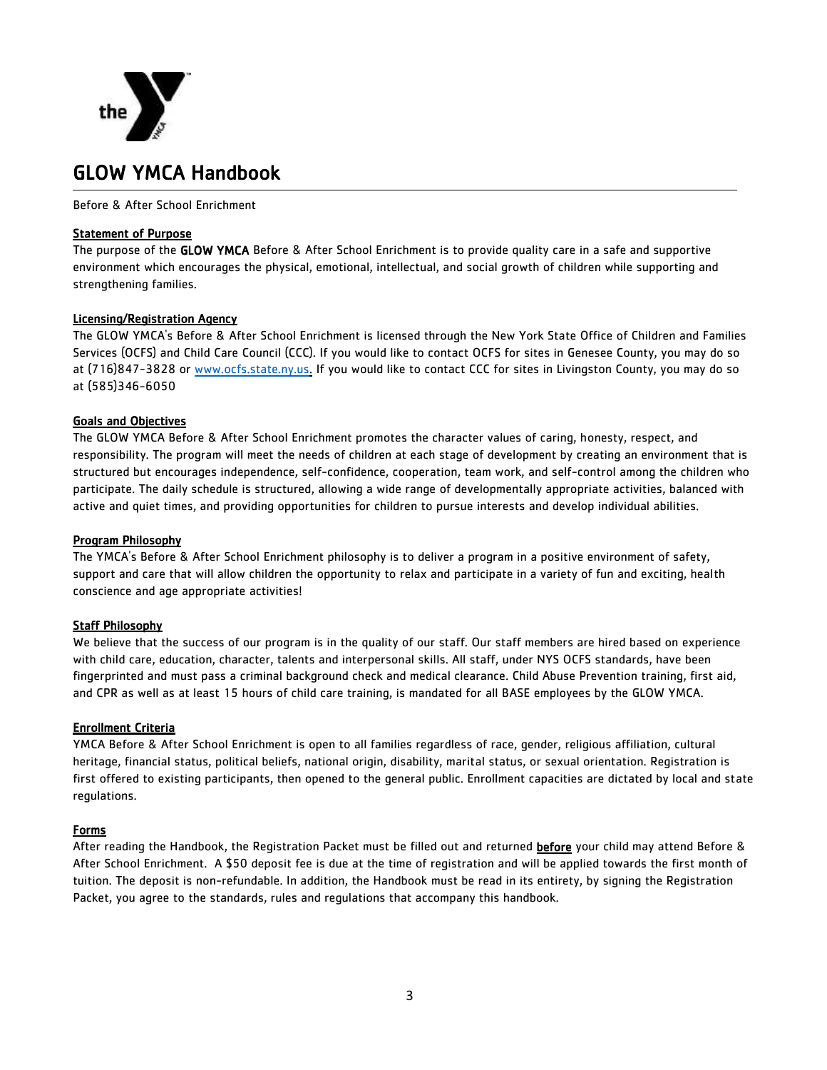# GLOW YMCA Handbook

Before & After School Enrichment

## Statement of Purpose

The purpose of the **GLOW YMCA** Before & After School Enrichment is to provide quality care in a safe and supportive environment which encourages the physical, emotional, intellectual, and social growth of children while supporting and strengthening families.

## Licensing/Registration Agency

The GLOW YMCA's Before & After School Enrichment is licensed through the New York State Office of Children and Families Services (OCFS) and Child Care Council (CCC). If you would like to contact OCFS for sites in Genesee County, you may do so at (716)847-3828 or www.ocfs.state.ny.us. If you would like to contact CCC for sites in Livingston County, you may do so at (585)346-6050

## Goals and Objectives

The GLOW YMCA Before & After School Enrichment promotes the character values of caring, honesty, respect, and responsibility. The program will meet the needs of children at each stage of development by creating an environment that is structured but encourages independence, self-confidence, cooperation, team work, and self-control among the children who participate. The daily schedule is structured, allowing a wide range of developmentally appropriate activities, balanced with active and quiet times, and providing opportunities for children to pursue interests and develop individual abilities.

## Program Philosophy

The YMCA's Before & After School Enrichment philosophy is to deliver a program in a positive environment of safety, support and care that will allow children the opportunity to relax and participate in a variety of fun and exciting, health conscience and age appropriate activities!

## Staff Philosophy

We believe that the success of our program is in the quality of our staff. Our staff members are hired based on experience with child care, education, character, talents and interpersonal skills. All staff, under NYS OCFS standards, have been fingerprinted and must pass a criminal background check and medical clearance. Child Abuse Prevention training, first aid, and CPR as well as at least 15 hours of child care training, is mandated for all BASE employees by the GLOW YMCA.

## Enrollment Criteria

YMCA Before & After School Enrichment is open to all families regardless of race, gender, religious affiliation, cultural heritage, financial status, political beliefs, national origin, disability, marital status, or sexual orientation. Registration is first offered to existing participants, then opened to the general public. Enrollment capacities are dictated by local and state regulations.

## Forms

After reading the Handbook, the Registration Packet must be filled out and returned **before** your child may attend Before & After School Enrichment. A $50 deposit fee is due at the time of registration and will be applied towards the first month of tuition. The deposit is non-refundable. In addition, the Handbook must be read in its entirety, by signing the Registration Packet, you agree to the standards, rules and regulations that accompany this handbook.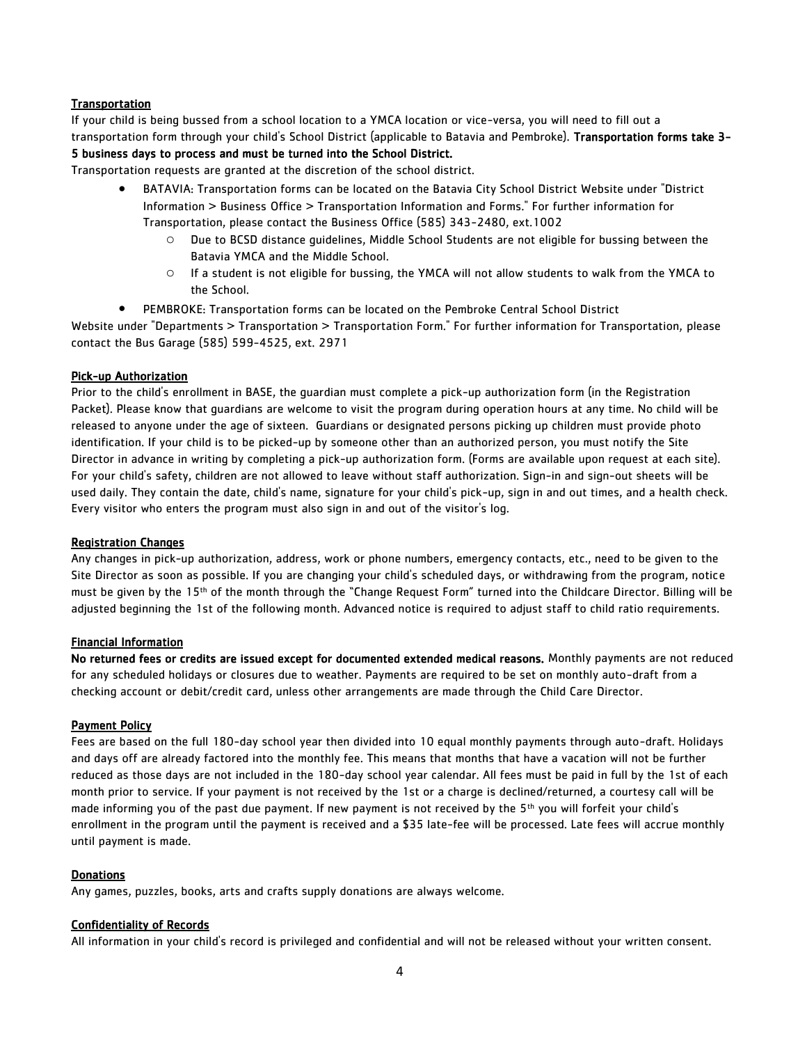## Transportation

If your child is being bussed from a school location to a YMCA location or vice-versa, you will need to fill out a transportation form through your child's School District (applicable to Batavia and Pembroke). **Transportation forms take 3-5 business days to process and must be turned into the School District.**

Transportation requests are granted at the discretion of the school district.

- BATAVIA: Transportation forms can be located on the Batavia City School District Website under "District Information > Business Office > Transportation Information and Forms." For further information for Transportation, please contact the Business Office (585) 343-2480, ext.1002
  - Due to BCSD distance guidelines, Middle School Students are not eligible for bussing between the Batavia YMCA and the Middle School.
  - If a student is not eligible for bussing, the YMCA will not allow students to walk from the YMCA to the School.
- PEMBROKE: Transportation forms can be located on the Pembroke Central School District

Website under "Departments > Transportation > Transportation Form." For further information for Transportation, please contact the Bus Garage (585) 599-4525, ext. 2971

## Pick-up Authorization

Prior to the child's enrollment in BASE, the guardian must complete a pick-up authorization form (in the Registration Packet). Please know that guardians are welcome to visit the program during operation hours at any time. No child will be released to anyone under the age of sixteen. Guardians or designated persons picking up children must provide photo identification. If your child is to be picked-up by someone other than an authorized person, you must notify the Site Director in advance in writing by completing a pick-up authorization form. (Forms are available upon request at each site). For your child's safety, children are not allowed to leave without staff authorization. Sign-in and sign-out sheets will be used daily. They contain the date, child's name, signature for your child's pick-up, sign in and out times, and a health check. Every visitor who enters the program must also sign in and out of the visitor's log.

## Registration Changes

Any changes in pick-up authorization, address, work or phone numbers, emergency contacts, etc., need to be given to the Site Director as soon as possible. If you are changing your child's scheduled days, or withdrawing from the program, notice must be given by the 15th of the month through the "Change Request Form" turned into the Childcare Director. Billing will be adjusted beginning the 1st of the following month. Advanced notice is required to adjust staff to child ratio requirements.

## Financial Information

**No returned fees or credits are issued except for documented extended medical reasons.** Monthly payments are not reduced for any scheduled holidays or closures due to weather. Payments are required to be set on monthly auto-draft from a checking account or debit/credit card, unless other arrangements are made through the Child Care Director.

## Payment Policy

Fees are based on the full 180-day school year then divided into 10 equal monthly payments through auto-draft. Holidays and days off are already factored into the monthly fee. This means that months that have a vacation will not be further reduced as those days are not included in the 180-day school year calendar. All fees must be paid in full by the 1st of each month prior to service. If your payment is not received by the 1st or a charge is declined/returned, a courtesy call will be made informing you of the past due payment. If new payment is not received by the 5th you will forfeit your child's enrollment in the program until the payment is received and a $35 late-fee will be processed. Late fees will accrue monthly until payment is made.

## Donations

Any games, puzzles, books, arts and crafts supply donations are always welcome.

## Confidentiality of Records

All information in your child's record is privileged and confidential and will not be released without your written consent.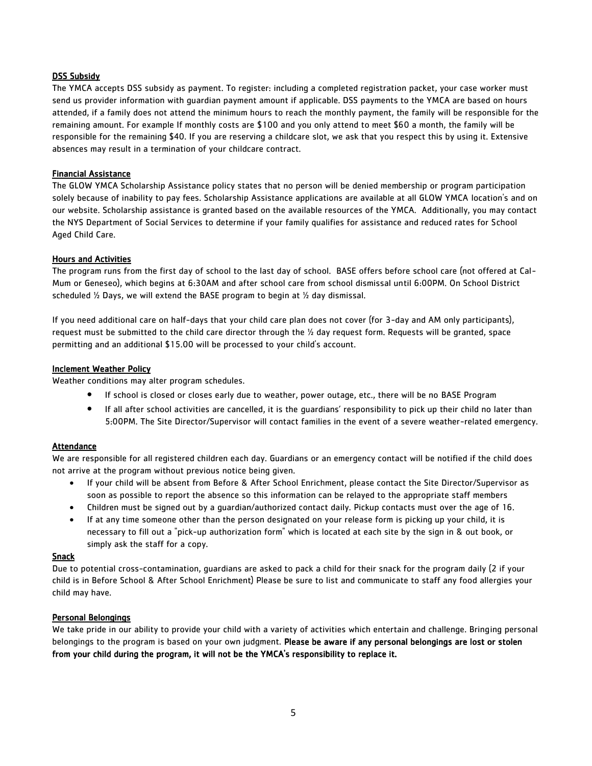## DSS Subsidy

The YMCA accepts DSS subsidy as payment. To register: including a completed registration packet, your case worker must send us provider information with guardian payment amount if applicable. DSS payments to the YMCA are based on hours attended, if a family does not attend the minimum hours to reach the monthly payment, the family will be responsible for the remaining amount. For example If monthly costs are $100 and you only attend to meet $60 a month, the family will be responsible for the remaining $40. If you are reserving a childcare slot, we ask that you respect this by using it. Extensive absences may result in a termination of your childcare contract.

## Financial Assistance

The GLOW YMCA Scholarship Assistance policy states that no person will be denied membership or program participation solely because of inability to pay fees. Scholarship Assistance applications are available at all GLOW YMCA location's and on our website. Scholarship assistance is granted based on the available resources of the YMCA. Additionally, you may contact the NYS Department of Social Services to determine if your family qualifies for assistance and reduced rates for School Aged Child Care.

## Hours and Activities

The program runs from the first day of school to the last day of school. BASE offers before school care (not offered at Cal-Mum or Geneseo), which begins at 6:30AM and after school care from school dismissal until 6:00PM. On School District scheduled ½ Days, we will extend the BASE program to begin at ½ day dismissal.

If you need additional care on half-days that your child care plan does not cover (for 3-day and AM only participants), request must be submitted to the child care director through the ½ day request form. Requests will be granted, space permitting and an additional $15.00 will be processed to your child's account.

## Inclement Weather Policy

Weather conditions may alter program schedules.

- If school is closed or closes early due to weather, power outage, etc., there will be no BASE Program
- If all after school activities are cancelled, it is the guardians' responsibility to pick up their child no later than 5:00PM. The Site Director/Supervisor will contact families in the event of a severe weather-related emergency.

## Attendance

We are responsible for all registered children each day. Guardians or an emergency contact will be notified if the child does not arrive at the program without previous notice being given.

- If your child will be absent from Before & After School Enrichment, please contact the Site Director/Supervisor as soon as possible to report the absence so this information can be relayed to the appropriate staff members
- Children must be signed out by a guardian/authorized contact daily. Pickup contacts must over the age of 16.
- If at any time someone other than the person designated on your release form is picking up your child, it is necessary to fill out a "pick-up authorization form" which is located at each site by the sign in & out book, or simply ask the staff for a copy.

## Snack

Due to potential cross-contamination, guardians are asked to pack a child for their snack for the program daily (2 if your child is in Before School & After School Enrichment) Please be sure to list and communicate to staff any food allergies your child may have.

## Personal Belongings

We take pride in our ability to provide your child with a variety of activities which entertain and challenge. Bringing personal belongings to the program is based on your own judgment. **Please be aware if any personal belongings are lost or stolen from your child during the program, it will not be the YMCA's responsibility to replace it.**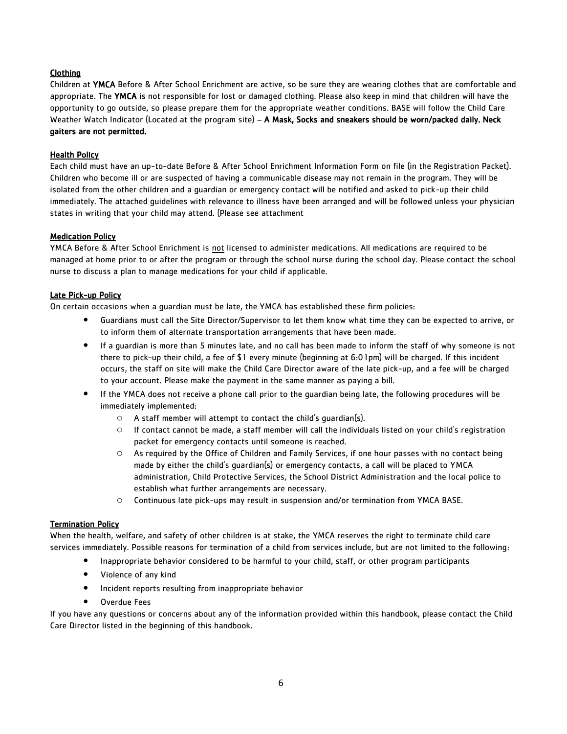## Clothing

Children at **YMCA** Before & After School Enrichment are active, so be sure they are wearing clothes that are comfortable and appropriate. The **YMCA** is not responsible for lost or damaged clothing. Please also keep in mind that children will have the opportunity to go outside, so please prepare them for the appropriate weather conditions. BASE will follow the Child Care Weather Watch Indicator (Located at the program site) – **A Mask, Socks and sneakers should be worn/packed daily. Neck gaiters are not permitted.**

## Health Policy

Each child must have an up-to-date Before & After School Enrichment Information Form on file (in the Registration Packet). Children who become ill or are suspected of having a communicable disease may not remain in the program. They will be isolated from the other children and a guardian or emergency contact will be notified and asked to pick-up their child immediately. The attached guidelines with relevance to illness have been arranged and will be followed unless your physician states in writing that your child may attend. (Please see attachment

## Medication Policy

YMCA Before & After School Enrichment is not licensed to administer medications. All medications are required to be managed at home prior to or after the program or through the school nurse during the school day. Please contact the school nurse to discuss a plan to manage medications for your child if applicable.

## Late Pick-up Policy

On certain occasions when a guardian must be late, the YMCA has established these firm policies:

- Guardians must call the Site Director/Supervisor to let them know what time they can be expected to arrive, or to inform them of alternate transportation arrangements that have been made.
- If a guardian is more than 5 minutes late, and no call has been made to inform the staff of why someone is not there to pick-up their child, a fee of $1 every minute (beginning at 6:01pm) will be charged. If this incident occurs, the staff on site will make the Child Care Director aware of the late pick-up, and a fee will be charged to your account. Please make the payment in the same manner as paying a bill.
- If the YMCA does not receive a phone call prior to the guardian being late, the following procedures will be immediately implemented:
  - A staff member will attempt to contact the child's guardian(s).
  - If contact cannot be made, a staff member will call the individuals listed on your child's registration packet for emergency contacts until someone is reached.
  - As required by the Office of Children and Family Services, if one hour passes with no contact being made by either the child's guardian(s) or emergency contacts, a call will be placed to YMCA administration, Child Protective Services, the School District Administration and the local police to establish what further arrangements are necessary.
  - Continuous late pick-ups may result in suspension and/or termination from YMCA BASE.

## Termination Policy

When the health, welfare, and safety of other children is at stake, the YMCA reserves the right to terminate child care services immediately. Possible reasons for termination of a child from services include, but are not limited to the following:

- Inappropriate behavior considered to be harmful to your child, staff, or other program participants
- Violence of any kind
- Incident reports resulting from inappropriate behavior
- Overdue Fees

If you have any questions or concerns about any of the information provided within this handbook, please contact the Child Care Director listed in the beginning of this handbook.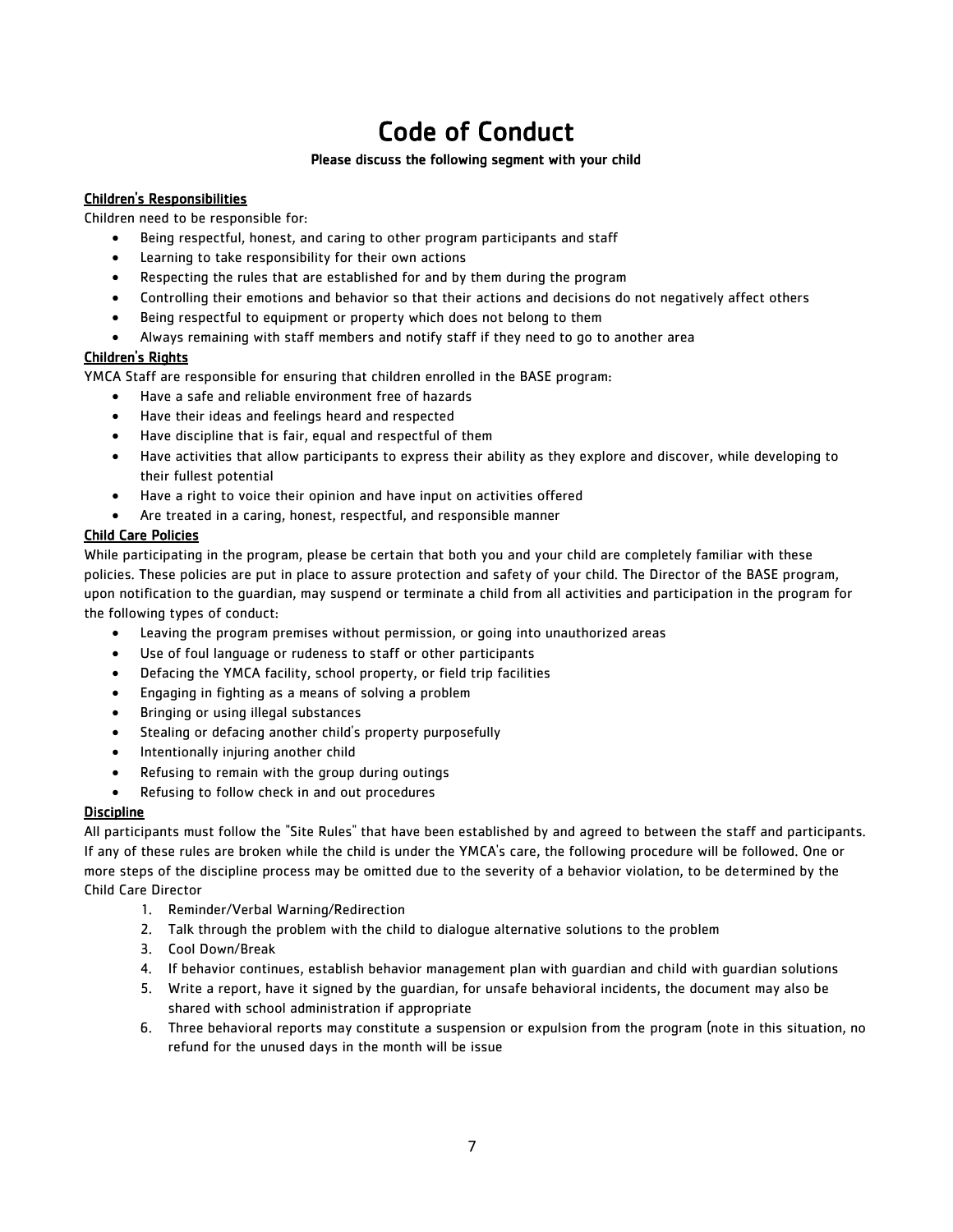# Code of Conduct

**Please discuss the following segment with your child**

**Children's Responsibilities**

Children need to be responsible for:

- Being respectful, honest, and caring to other program participants and staff
- Learning to take responsibility for their own actions
- Respecting the rules that are established for and by them during the program
- Controlling their emotions and behavior so that their actions and decisions do not negatively affect others
- Being respectful to equipment or property which does not belong to them
- Always remaining with staff members and notify staff if they need to go to another area

**Children's Rights**

YMCA Staff are responsible for ensuring that children enrolled in the BASE program:

- Have a safe and reliable environment free of hazards
- Have their ideas and feelings heard and respected
- Have discipline that is fair, equal and respectful of them
- Have activities that allow participants to express their ability as they explore and discover, while developing to their fullest potential
- Have a right to voice their opinion and have input on activities offered
- Are treated in a caring, honest, respectful, and responsible manner

**Child Care Policies**

While participating in the program, please be certain that both you and your child are completely familiar with these policies. These policies are put in place to assure protection and safety of your child. The Director of the BASE program, upon notification to the guardian, may suspend or terminate a child from all activities and participation in the program for the following types of conduct:

- Leaving the program premises without permission, or going into unauthorized areas
- Use of foul language or rudeness to staff or other participants
- Defacing the YMCA facility, school property, or field trip facilities
- Engaging in fighting as a means of solving a problem
- Bringing or using illegal substances
- Stealing or defacing another child's property purposefully
- Intentionally injuring another child
- Refusing to remain with the group during outings
- Refusing to follow check in and out procedures

**Discipline**

All participants must follow the "Site Rules" that have been established by and agreed to between the staff and participants. If any of these rules are broken while the child is under the YMCA's care, the following procedure will be followed. One or more steps of the discipline process may be omitted due to the severity of a behavior violation, to be determined by the Child Care Director

1. Reminder/Verbal Warning/Redirection
2. Talk through the problem with the child to dialogue alternative solutions to the problem
3. Cool Down/Break
4. If behavior continues, establish behavior management plan with guardian and child with guardian solutions
5. Write a report, have it signed by the guardian, for unsafe behavioral incidents, the document may also be shared with school administration if appropriate
6. Three behavioral reports may constitute a suspension or expulsion from the program (note in this situation, no refund for the unused days in the month will be issue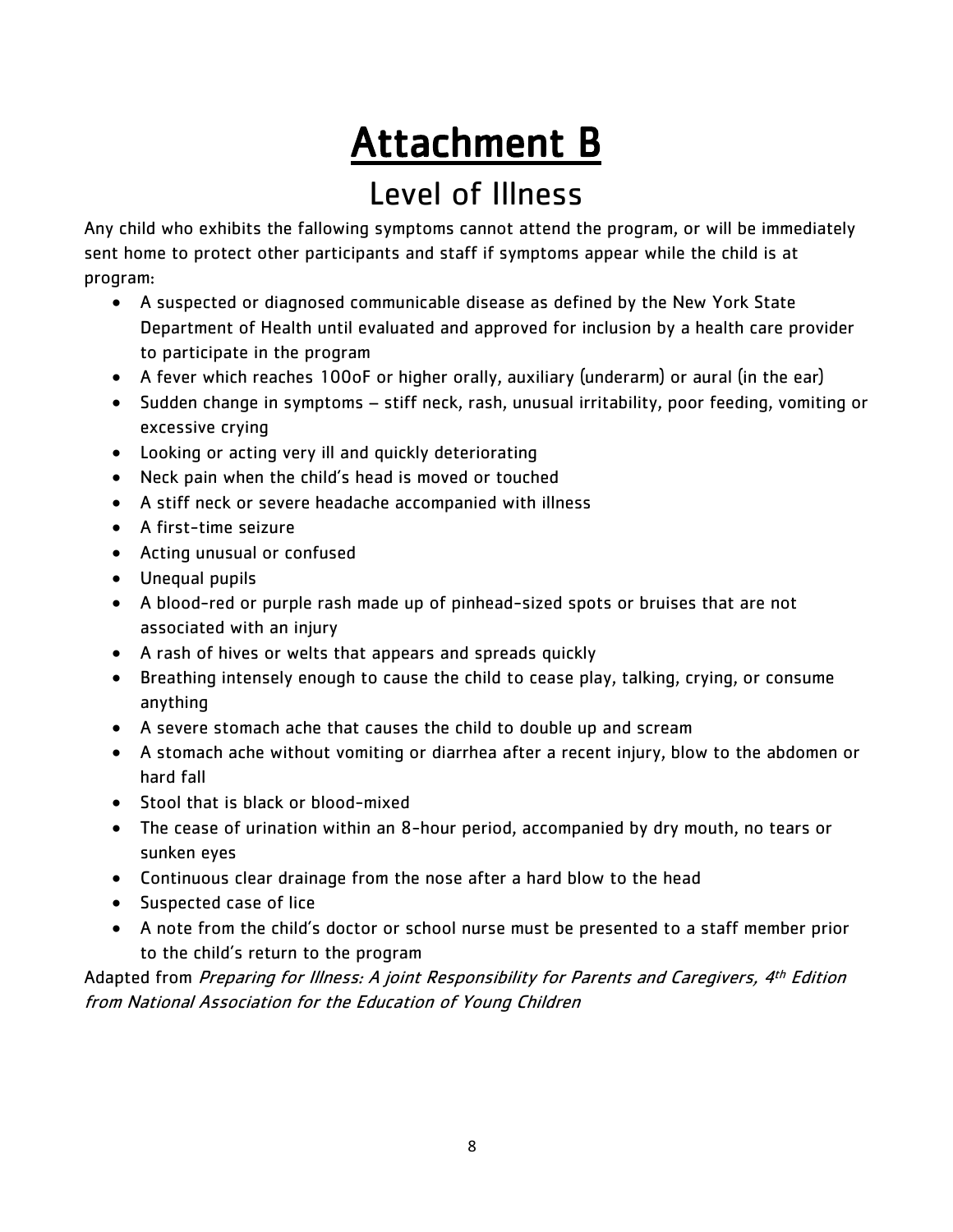# Attachment B

## Level of Illness

Any child who exhibits the fallowing symptoms cannot attend the program, or will be immediately sent home to protect other participants and staff if symptoms appear while the child is at program:

- A suspected or diagnosed communicable disease as defined by the New York State Department of Health until evaluated and approved for inclusion by a health care provider to participate in the program
- A fever which reaches 100oF or higher orally, auxiliary (underarm) or aural (in the ear)
- Sudden change in symptoms – stiff neck, rash, unusual irritability, poor feeding, vomiting or excessive crying
- Looking or acting very ill and quickly deteriorating
- Neck pain when the child's head is moved or touched
- A stiff neck or severe headache accompanied with illness
- A first-time seizure
- Acting unusual or confused
- Unequal pupils
- A blood-red or purple rash made up of pinhead-sized spots or bruises that are not associated with an injury
- A rash of hives or welts that appears and spreads quickly
- Breathing intensely enough to cause the child to cease play, talking, crying, or consume anything
- A severe stomach ache that causes the child to double up and scream
- A stomach ache without vomiting or diarrhea after a recent injury, blow to the abdomen or hard fall
- Stool that is black or blood-mixed
- The cease of urination within an 8-hour period, accompanied by dry mouth, no tears or sunken eyes
- Continuous clear drainage from the nose after a hard blow to the head
- Suspected case of lice
- A note from the child's doctor or school nurse must be presented to a staff member prior to the child's return to the program

Adapted from *Preparing for Illness: A joint Responsibility for Parents and Caregivers, 4th Edition from National Association for the Education of Young Children*